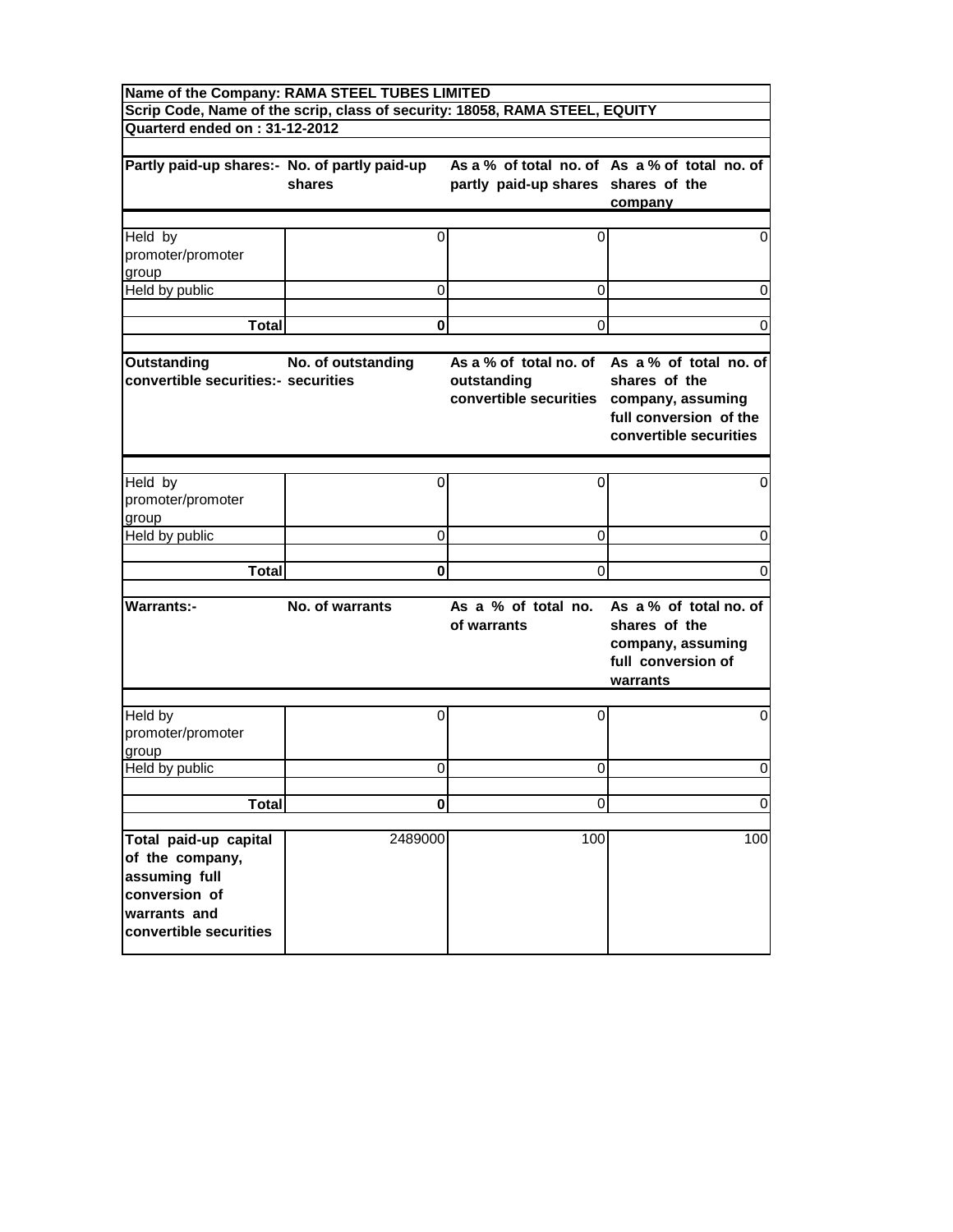**Name of the Company: RAMA STEEL TUBES LIMITED**

**Scrip Code, Name of the scrip, class of security: 18058, RAMA STEEL, EQUITY**

**Quarterd ended on : 31-12-2012**

| Partly paid-up shares:- | No. of partly paid-up shares | As a % of total no. of partly paid-up shares | As a % of total no. of shares of the company |
|---|---|---|---|
| Held by promoter/promoter group | 0 | 0 | 0 |
| Held by public | 0 | 0 | 0 |
| **Total** | **0** | 0 | 0 |

| Outstanding convertible securities:- | No. of outstanding securities | As a % of total no. of outstanding convertible securities | As a % of total no. of shares of the company, assuming full conversion of the convertible securities |
|---|---|---|---|
| Held by promoter/promoter group | 0 | 0 | 0 |
| Held by public | 0 | 0 | 0 |
| **Total** | **0** | 0 | 0 |

| Warrants:- | No. of warrants | As a % of total no. of warrants | As a % of total no. of shares of the company, assuming full conversion of warrants |
|---|---|---|---|
| Held by promoter/promoter group | 0 | 0 | 0 |
| Held by public | 0 | 0 | 0 |
| **Total** | **0** | 0 | 0 |
| **Total paid-up capital of the company, assuming full conversion of warrants and convertible securities** | 2489000 | 100 | 100 |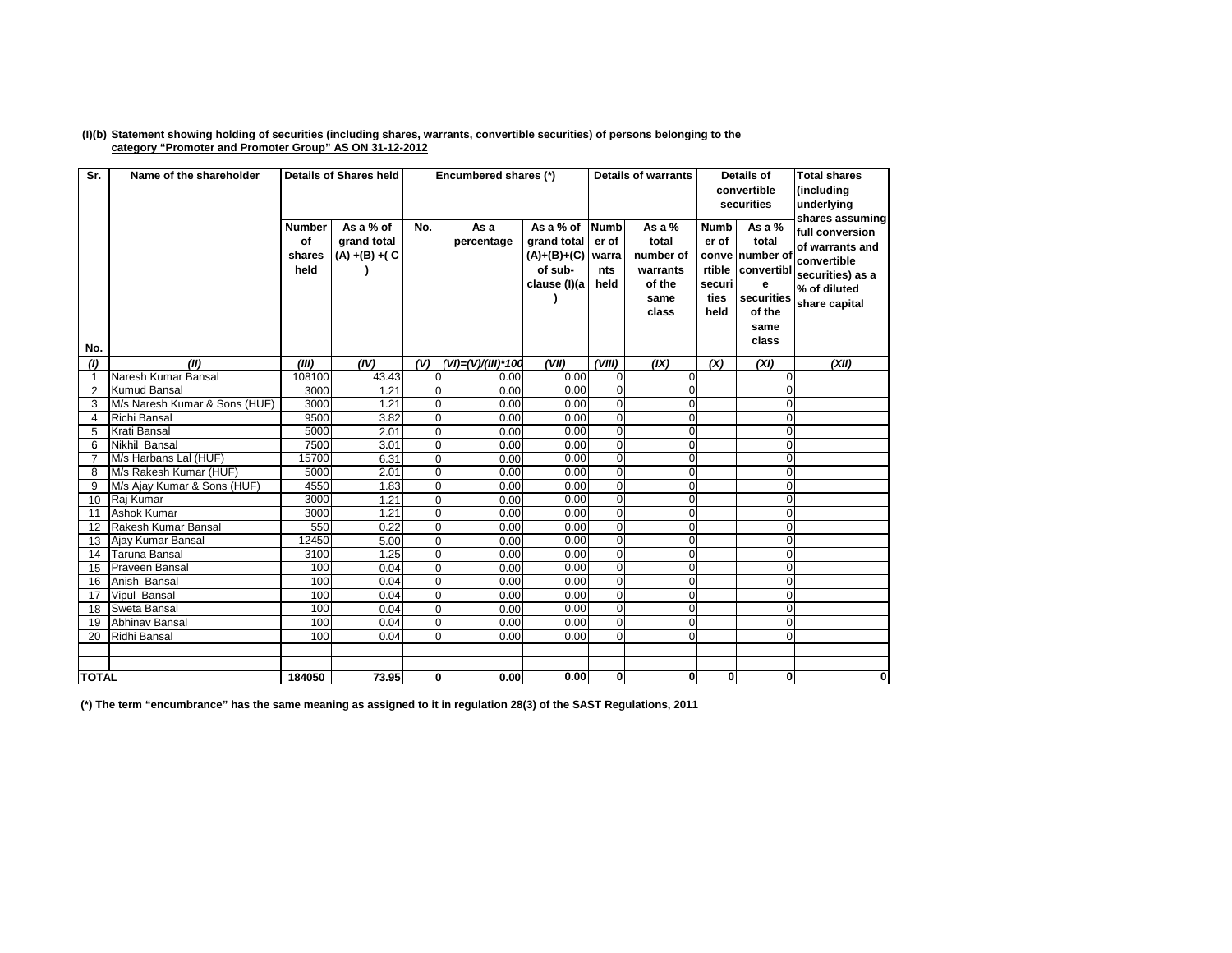**(I)(b) Statement showing holding of securities (including shares, warrants, convertible securities) of persons belonging to the category "Promoter and Promoter Group" AS ON 31-12-2012**

| Sr. No. | Name of the shareholder | Details of Shares held | | Encumbered shares (*) | | | Details of warrants | | Details of convertible securities | | Total shares (including underlying shares assuming full conversion of warrants and convertible securities) as a % of diluted share capital |
|---|---|---|---|---|---|---|---|---|---|---|---|
| | | Number of shares held | As a % of grand total (A) +(B) +( C ) | No. | As a percentage | As a % of grand total (A)+(B)+(C) of sub-clause (I)(a ) | Number of warrants held | As a % total number of warrants of the same class | Number of convertible securities held | As a % total number of convertible securities of the same class | |
| (I) | (II) | (III) | (IV) | (V) | (VI)=(V)/(III)*100 | (VII) | (VIII) | (IX) | (X) | (XI) | (XII) |
| 1 | Naresh Kumar Bansal | 108100 | 43.43 | 0 | 0.00 | 0.00 | 0 | 0 | | 0 | |
| 2 | Kumud Bansal | 3000 | 1.21 | 0 | 0.00 | 0.00 | 0 | 0 | | 0 | |
| 3 | M/s Naresh Kumar & Sons (HUF) | 3000 | 1.21 | 0 | 0.00 | 0.00 | 0 | 0 | | 0 | |
| 4 | Richi Bansal | 9500 | 3.82 | 0 | 0.00 | 0.00 | 0 | 0 | | 0 | |
| 5 | Krati Bansal | 5000 | 2.01 | 0 | 0.00 | 0.00 | 0 | 0 | | 0 | |
| 6 | Nikhil Bansal | 7500 | 3.01 | 0 | 0.00 | 0.00 | 0 | 0 | | 0 | |
| 7 | M/s Harbans Lal (HUF) | 15700 | 6.31 | 0 | 0.00 | 0.00 | 0 | 0 | | 0 | |
| 8 | M/s Rakesh Kumar (HUF) | 5000 | 2.01 | 0 | 0.00 | 0.00 | 0 | 0 | | 0 | |
| 9 | M/s Ajay Kumar & Sons (HUF) | 4550 | 1.83 | 0 | 0.00 | 0.00 | 0 | 0 | | 0 | |
| 10 | Raj Kumar | 3000 | 1.21 | 0 | 0.00 | 0.00 | 0 | 0 | | 0 | |
| 11 | Ashok Kumar | 3000 | 1.21 | 0 | 0.00 | 0.00 | 0 | 0 | | 0 | |
| 12 | Rakesh Kumar Bansal | 550 | 0.22 | 0 | 0.00 | 0.00 | 0 | 0 | | 0 | |
| 13 | Ajay Kumar Bansal | 12450 | 5.00 | 0 | 0.00 | 0.00 | 0 | 0 | | 0 | |
| 14 | Taruna Bansal | 3100 | 1.25 | 0 | 0.00 | 0.00 | 0 | 0 | | 0 | |
| 15 | Praveen Bansal | 100 | 0.04 | 0 | 0.00 | 0.00 | 0 | 0 | | 0 | |
| 16 | Anish Bansal | 100 | 0.04 | 0 | 0.00 | 0.00 | 0 | 0 | | 0 | |
| 17 | Vipul Bansal | 100 | 0.04 | 0 | 0.00 | 0.00 | 0 | 0 | | 0 | |
| 18 | Sweta Bansal | 100 | 0.04 | 0 | 0.00 | 0.00 | 0 | 0 | | 0 | |
| 19 | Abhinav Bansal | 100 | 0.04 | 0 | 0.00 | 0.00 | 0 | 0 | | 0 | |
| 20 | Ridhi Bansal | 100 | 0.04 | 0 | 0.00 | 0.00 | 0 | 0 | | 0 | |
| | | | | | | | | | | | |
| | | | | | | | | | | | |
| **TOTAL** | | **184050** | **73.95** | **0** | **0.00** | **0.00** | **0** | **0** | **0** | **0** | **0** |

**(*) The term "encumbrance" has the same meaning as assigned to it in regulation 28(3) of the SAST Regulations, 2011**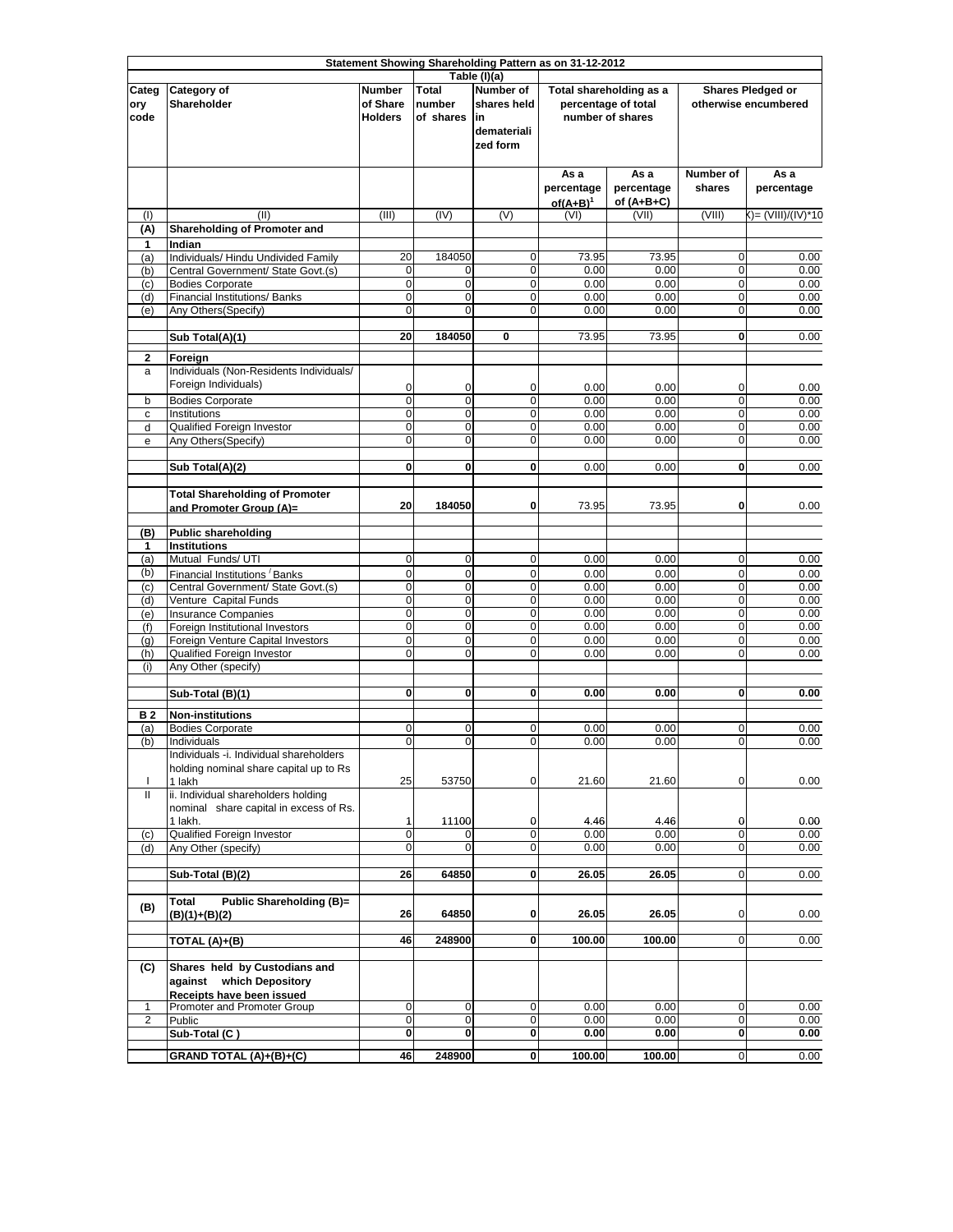| Statement Showing Shareholding Pattern as on 31-12-2012 | | | | | | | | |
|---|---|---|---|---|---|---|---|---|
| | | | Table (I)(a) | | | | | |
| Category code | Category of Shareholder | Number of Share Holders | Total number of shares | Number of shares held in dematerialized form | Total shareholding as a percentage of total number of shares | | Shares Pledged or otherwise encumbered | |
| | | | | | As a percentage of(A+B)[1] | As a percentage of (A+B+C) | Number of shares | As a percentage |
| (I) | (II) | (III) | (IV) | (V) | (VI) | (VII) | (VIII) | (IX)= (VIII)/(IV)*100 |
| (A) | **Shareholding of Promoter and** | | | | | | | |
| **1** | **Indian** | | | | | | | |
| (a) | Individuals/ Hindu Undivided Family | 20 | 184050 | 0 | 73.95 | 73.95 | 0 | 0.00 |
| (b) | Central Government/ State Govt.(s) | 0 | 0 | 0 | 0.00 | 0.00 | 0 | 0.00 |
| (c) | Bodies Corporate | 0 | 0 | 0 | 0.00 | 0.00 | 0 | 0.00 |
| (d) | Financial Institutions/ Banks | 0 | 0 | 0 | 0.00 | 0.00 | 0 | 0.00 |
| (e) | Any Others(Specify) | 0 | 0 | 0 | 0.00 | 0.00 | 0 | 0.00 |
| | **Sub Total(A)(1)** | **20** | **184050** | **0** | 73.95 | 73.95 | **0** | 0.00 |
| **2** | **Foreign** | | | | | | | |
| a | Individuals (Non-Residents Individuals/ Foreign Individuals) | 0 | 0 | 0 | 0.00 | 0.00 | 0 | 0.00 |
| b | Bodies Corporate | 0 | 0 | 0 | 0.00 | 0.00 | 0 | 0.00 |
| c | Institutions | 0 | 0 | 0 | 0.00 | 0.00 | 0 | 0.00 |
| d | Qualified Foreign Investor | 0 | 0 | 0 | 0.00 | 0.00 | 0 | 0.00 |
| e | Any Others(Specify) | 0 | 0 | 0 | 0.00 | 0.00 | 0 | 0.00 |
| | **Sub Total(A)(2)** | **0** | **0** | **0** | 0.00 | 0.00 | **0** | 0.00 |
| | **Total Shareholding of Promoter and Promoter Group (A)=** | **20** | **184050** | **0** | 73.95 | 73.95 | **0** | 0.00 |
| **(B)** | **Public shareholding** | | | | | | | |
| **1** | **Institutions** | | | | | | | |
| (a) | Mutual Funds/ UTI | 0 | 0 | 0 | 0.00 | 0.00 | 0 | 0.00 |
| (b) | Financial Institutions / Banks | 0 | 0 | 0 | 0.00 | 0.00 | 0 | 0.00 |
| (c) | Central Government/ State Govt.(s) | 0 | 0 | 0 | 0.00 | 0.00 | 0 | 0.00 |
| (d) | Venture Capital Funds | 0 | 0 | 0 | 0.00 | 0.00 | 0 | 0.00 |
| (e) | Insurance Companies | 0 | 0 | 0 | 0.00 | 0.00 | 0 | 0.00 |
| (f) | Foreign Institutional Investors | 0 | 0 | 0 | 0.00 | 0.00 | 0 | 0.00 |
| (g) | Foreign Venture Capital Investors | 0 | 0 | 0 | 0.00 | 0.00 | 0 | 0.00 |
| (h) | Qualified Foreign Investor | 0 | 0 | 0 | 0.00 | 0.00 | 0 | 0.00 |
| (i) | Any Other (specify) | | | | | | | |
| | **Sub-Total (B)(1)** | **0** | **0** | **0** | **0.00** | **0.00** | **0** | **0.00** |
| **B 2** | **Non-institutions** | | | | | | | |
| (a) | Bodies Corporate | 0 | 0 | 0 | 0.00 | 0.00 | 0 | 0.00 |
| (b) | Individuals | 0 | 0 | 0 | 0.00 | 0.00 | 0 | 0.00 |
| I | Individuals -i. Individual shareholders holding nominal share capital up to Rs 1 lakh | 25 | 53750 | 0 | 21.60 | 21.60 | 0 | 0.00 |
| II | ii. Individual shareholders holding nominal share capital in excess of Rs. 1 lakh. | 1 | 11100 | 0 | 4.46 | 4.46 | 0 | 0.00 |
| (c) | Qualified Foreign Investor | 0 | 0 | 0 | 0.00 | 0.00 | 0 | 0.00 |
| (d) | Any Other (specify) | 0 | 0 | 0 | 0.00 | 0.00 | 0 | 0.00 |
| | **Sub-Total (B)(2)** | **26** | **64850** | **0** | **26.05** | **26.05** | 0 | 0.00 |
| **(B)** | **Total Public Shareholding (B)= (B)(1)+(B)(2)** | **26** | **64850** | **0** | **26.05** | **26.05** | 0 | 0.00 |
| | **TOTAL (A)+(B)** | **46** | **248900** | **0** | **100.00** | **100.00** | 0 | 0.00 |
| **(C)** | **Shares held by Custodians and against which Depository Receipts have been issued** | | | | | | | |
| 1 | Promoter and Promoter Group | 0 | 0 | 0 | 0.00 | 0.00 | 0 | 0.00 |
| 2 | Public | 0 | 0 | 0 | 0.00 | 0.00 | 0 | 0.00 |
| | **Sub-Total (C )** | **0** | **0** | **0** | **0.00** | **0.00** | **0** | **0.00** |
| | **GRAND TOTAL (A)+(B)+(C)** | **46** | **248900** | **0** | **100.00** | **100.00** | 0 | 0.00 |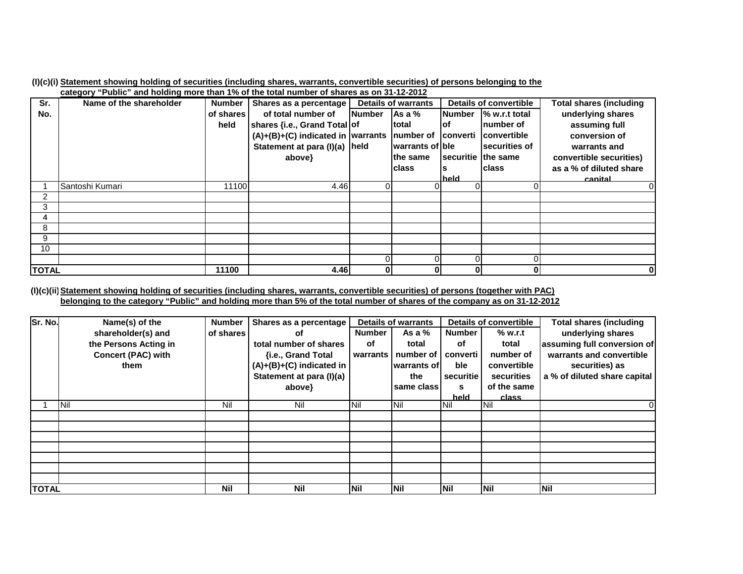**(I)(c)(i) Statement showing holding of securities (including shares, warrants, convertible securities) of persons belonging to the category "Public" and holding more than 1% of the total number of shares as on 31-12-2012**

| Sr. No. | Name of the shareholder | Number of shares held | Shares as a percentage of total number of shares {i.e., Grand Total (A)+(B)+(C) indicated in Statement at para (I)(a) above} | Details of warrants | | Details of convertible | | Total shares (including underlying shares assuming full conversion of warrants and convertible securities) as a % of diluted share capital |
|---|---|---|---|---|---|---|---|---|
| | | | | Number of warrants held | As a % total number of warrants of the same class | Number of convertible securities held | % w.r.t total number of convertible securities of the same class | |
| 1 | Santoshi Kumari | 11100 | 4.46 | 0 | 0 | 0 | 0 | 0 |
| 2 | | | | | | | | |
| 3 | | | | | | | | |
| 4 | | | | | | | | |
| 8 | | | | | | | | |
| 9 | | | | | | | | |
| 10 | | | | | | | | |
| | | | | 0 | 0 | 0 | 0 | |
| **TOTAL** | | **11100** | **4.46** | **0** | **0** | **0** | **0** | **0** |

**(I)(c)(ii) Statement showing holding of securities (including shares, warrants, convertible securities) of persons (together with PAC) belonging to the category "Public" and holding more than 5% of the total number of shares of the company as on 31-12-2012**

| Sr. No. | Name(s) of the shareholder(s) and the Persons Acting in Concert (PAC) with them | Number of shares | Shares as a percentage of total number of shares {i.e., Grand Total (A)+(B)+(C) indicated in Statement at para (I)(a) above} | Details of warrants | | Details of convertible | | Total shares (including underlying shares assuming full conversion of warrants and convertible securities) as a % of diluted share capital |
|---|---|---|---|---|---|---|---|---|
| | | | | Number of warrants | As a % total number of warrants of the same class | Number of convertible securities held | % w.r.t total number of convertible securities of the same class | |
| 1 | Nil | Nil | Nil | Nil | Nil | Nil | Nil | 0 |
| | | | | | | | | |
| | | | | | | | | |
| | | | | | | | | |
| | | | | | | | | |
| | | | | | | | | |
| | | | | | | | | |
| | | | | | | | | |
| **TOTAL** | | **Nil** | **Nil** | **Nil** | **Nil** | **Nil** | **Nil** | **Nil** |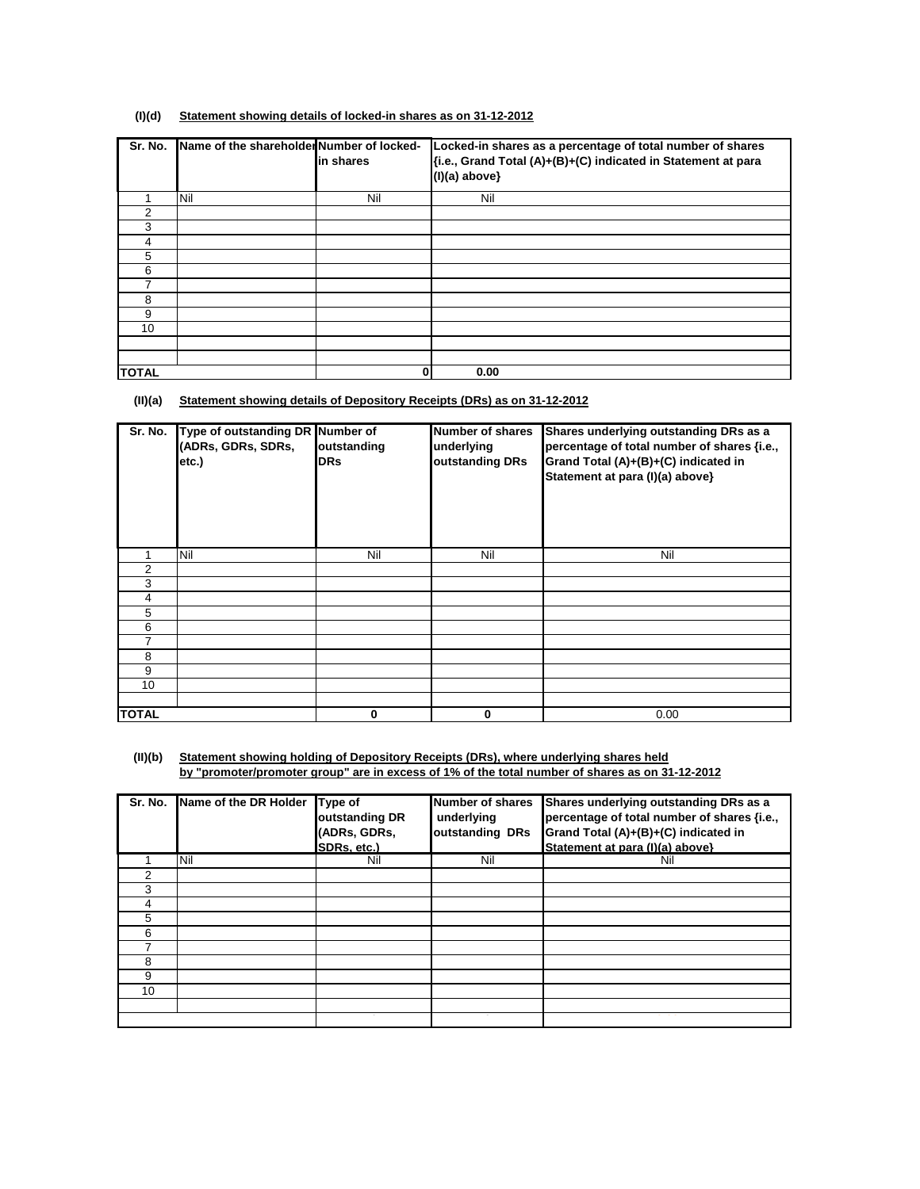**(I)(d) Statement showing details of locked-in shares as on 31-12-2012**

| Sr. No. | Name of the shareholder | Number of locked-in shares | Locked-in shares as a percentage of total number of shares {i.e., Grand Total (A)+(B)+(C) indicated in Statement at para (I)(a) above} |
|---|---|---|---|
| 1 | Nil | Nil | Nil |
| 2 | | | |
| 3 | | | |
| 4 | | | |
| 5 | | | |
| 6 | | | |
| 7 | | | |
| 8 | | | |
| 9 | | | |
| 10 | | | |
| | | | |
| | | | |
| TOTAL | | 0 | 0.00 |

**(II)(a) Statement showing details of Depository Receipts (DRs) as on 31-12-2012**

| Sr. No. | Type of outstanding DR (ADRs, GDRs, SDRs, etc.) | Number of outstanding DRs | Number of shares underlying outstanding DRs | Shares underlying outstanding DRs as a percentage of total number of shares {i.e., Grand Total (A)+(B)+(C) indicated in Statement at para (I)(a) above} |
|---|---|---|---|---|
| 1 | Nil | Nil | Nil | Nil |
| 2 | | | | |
| 3 | | | | |
| 4 | | | | |
| 5 | | | | |
| 6 | | | | |
| 7 | | | | |
| 8 | | | | |
| 9 | | | | |
| 10 | | | | |
| | | | | |
| TOTAL | | 0 | 0 | 0.00 |

**(II)(b) Statement showing holding of Depository Receipts (DRs), where underlying shares held by "promoter/promoter group" are in excess of 1% of the total number of shares as on 31-12-2012**

| Sr. No. | Name of the DR Holder | Type of outstanding DR (ADRs, GDRs, SDRs, etc.) | Number of shares underlying outstanding DRs | Shares underlying outstanding DRs as a percentage of total number of shares {i.e., Grand Total (A)+(B)+(C) indicated in Statement at para (I)(a) above} |
|---|---|---|---|---|
| 1 | Nil | Nil | Nil | Nil |
| 2 | | | | |
| 3 | | | | |
| 4 | | | | |
| 5 | | | | |
| 6 | | | | |
| 7 | | | | |
| 8 | | | | |
| 9 | | | | |
| 10 | | | | |
| | | | | |
| | | | | |